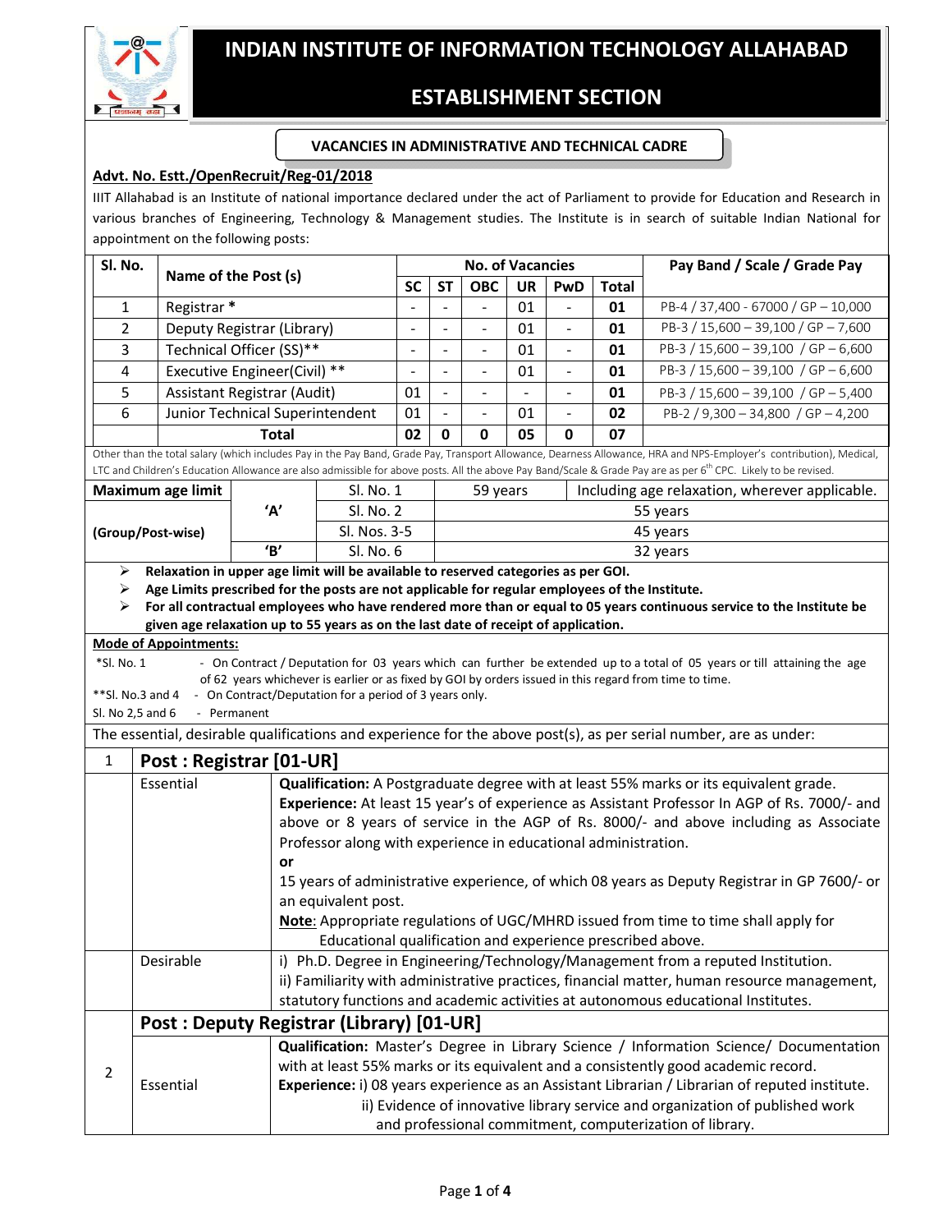# INDIAN INSTITUTE OF INFORMATION TECHNOLOGY ALLAHABAD

## ESTABLISHMENT SECTION

### VACANCIES IN ADMINISTRATIVE AND TECHNICAL CADRE

**Advt. No. Estt./OpenRecruit/Reg-01/2018**

IIIT Allahabad is an Institute of national importance declared under the act of Parliament to provide for Education and Research in various branches of Engineering, Technology & Management studies. The Institute is in search of suitable Indian National for appointment on the following posts:

| Sl. No. | Name of the Post (s) | No. of Vacancies | | | | | | Pay Band / Scale / Grade Pay |
|---|---|---|---|---|---|---|---|---|
| | | SC | ST | OBC | UR | PwD | Total | |
| 1 | Registrar * | - | - | - | 01 | - | **01** | PB-4 / 37,400 - 67000 / GP – 10,000 |
| 2 | Deputy Registrar (Library) | - | - | - | 01 | - | **01** | PB-3 / 15,600 – 39,100 / GP – 7,600 |
| 3 | Technical Officer (SS)** | - | - | - | 01 | - | **01** | PB-3 / 15,600 – 39,100 / GP – 6,600 |
| 4 | Executive Engineer(Civil) ** | - | - | - | 01 | - | **01** | PB-3 / 15,600 – 39,100 / GP – 6,600 |
| 5 | Assistant Registrar (Audit) | 01 | - | - | - | - | **01** | PB-3 / 15,600 – 39,100 / GP – 5,400 |
| 6 | Junior Technical Superintendent | 01 | - | - | 01 | - | **02** | PB-2 / 9,300 – 34,800 / GP – 4,200 |
| | **Total** | **02** | **0** | **0** | **05** | **0** | **07** | |

Other than the total salary (which includes Pay in the Pay Band, Grade Pay, Transport Allowance, Dearness Allowance, HRA and NPS-Employer's contribution), Medical, LTC and Children's Education Allowance are also admissible for above posts. All the above Pay Band/Scale & Grade Pay are as per 6th CPC. Likely to be revised.

| **Maximum age limit** | | Sl. No. 1 | 59 years | Including age relaxation, wherever applicable. |
|---|---|---|---|---|
| **(Group/Post-wise)** | **'A'** | Sl. No. 2 | 55 years | |
| | | Sl. Nos. 3-5 | 45 years | |
| | **'B'** | Sl. No. 6 | 32 years | |

- **Relaxation in upper age limit will be available to reserved categories as per GOI.**
- **Age Limits prescribed for the posts are not applicable for regular employees of the Institute.**
- **For all contractual employees who have rendered more than or equal to 05 years continuous service to the Institute be given age relaxation up to 55 years as on the last date of receipt of application.**

**Mode of Appointments:**

*Sl. No. 1 - On Contract / Deputation for 03 years which can further be extended up to a total of 05 years or till attaining the age of 62 years whichever is earlier or as fixed by GOI by orders issued in this regard from time to time.

**Sl. No.3 and 4 - On Contract/Deputation for a period of 3 years only.

Sl. No 2,5 and 6 - Permanent

The essential, desirable qualifications and experience for the above post(s), as per serial number, are as under:

| 1 | **Post : Registrar [01-UR]** | |
|---|---|---|
| | Essential | **Qualification:** A Postgraduate degree with at least 55% marks or its equivalent grade.<br>**Experience:** At least 15 year's of experience as Assistant Professor In AGP of Rs. 7000/- and above or 8 years of service in the AGP of Rs. 8000/- and above including as Associate Professor along with experience in educational administration.<br>**or**<br>15 years of administrative experience, of which 08 years as Deputy Registrar in GP 7600/- or an equivalent post.<br>**Note**: Appropriate regulations of UGC/MHRD issued from time to time shall apply for Educational qualification and experience prescribed above. |
| | Desirable | i) Ph.D. Degree in Engineering/Technology/Management from a reputed Institution.<br>ii) Familiarity with administrative practices, financial matter, human resource management, statutory functions and academic activities at autonomous educational Institutes. |
| 2 | **Post : Deputy Registrar (Library) [01-UR]** | |
| | Essential | **Qualification:** Master's Degree in Library Science / Information Science/ Documentation with at least 55% marks or its equivalent and a consistently good academic record.<br>**Experience:** i) 08 years experience as an Assistant Librarian / Librarian of reputed institute.<br>ii) Evidence of innovative library service and organization of published work and professional commitment, computerization of library. |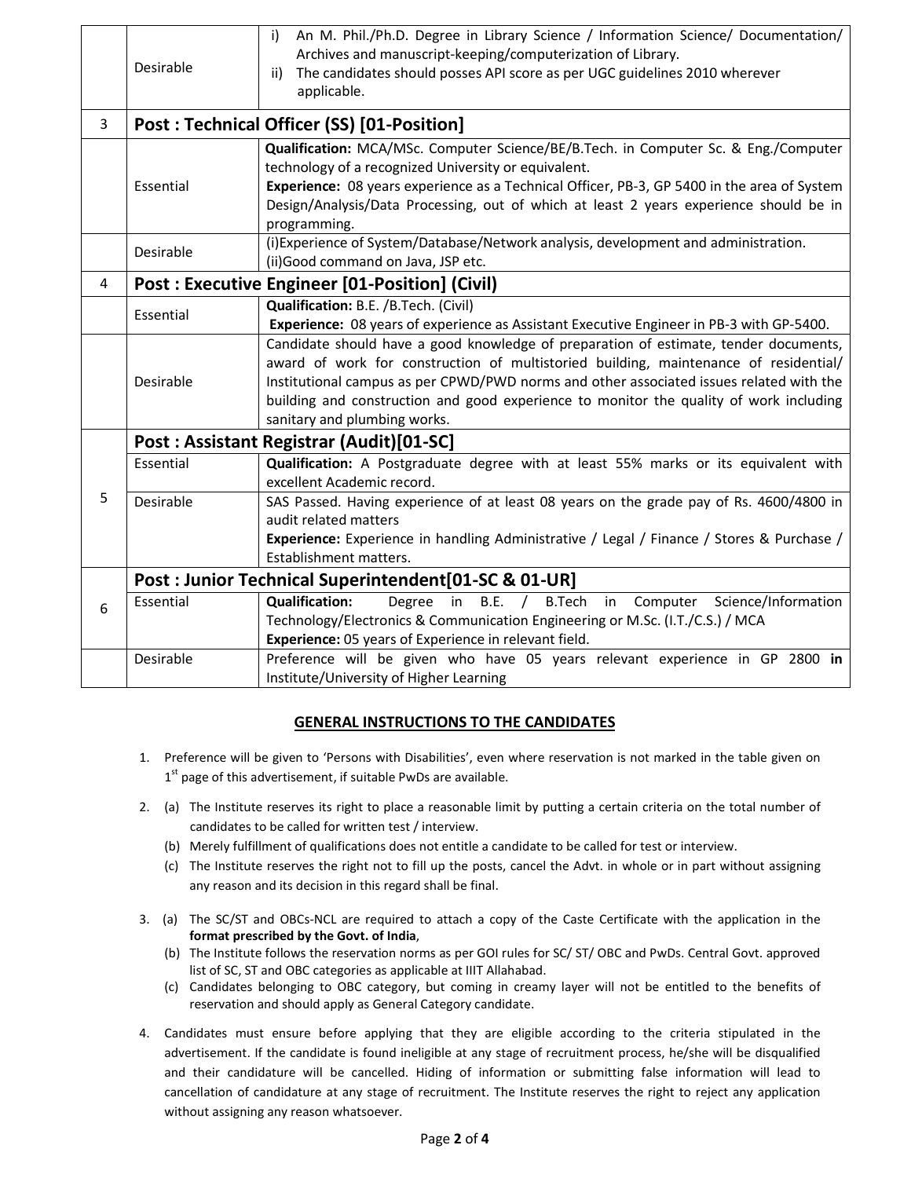| | | |
|---|---|---|
| | Desirable | i) An M. Phil./Ph.D. Degree in Library Science / Information Science/ Documentation/ Archives and manuscript-keeping/computerization of Library.<br>ii) The candidates should posses API score as per UGC guidelines 2010 wherever applicable. |
| 3 | **Post : Technical Officer (SS) [01-Position]** | |
| | Essential | **Qualification:** MCA/MSc. Computer Science/BE/B.Tech. in Computer Sc. & Eng./Computer technology of a recognized University or equivalent.<br>**Experience:** 08 years experience as a Technical Officer, PB-3, GP 5400 in the area of System Design/Analysis/Data Processing, out of which at least 2 years experience should be in programming. |
| | Desirable | (i)Experience of System/Database/Network analysis, development and administration.<br>(ii)Good command on Java, JSP etc. |
| 4 | **Post : Executive Engineer [01-Position] (Civil)** | |
| | Essential | **Qualification:** B.E. /B.Tech. (Civil)<br>**Experience:** 08 years of experience as Assistant Executive Engineer in PB-3 with GP-5400. |
| | Desirable | Candidate should have a good knowledge of preparation of estimate, tender documents, award of work for construction of multistoried building, maintenance of residential/ Institutional campus as per CPWD/PWD norms and other associated issues related with the building and construction and good experience to monitor the quality of work including sanitary and plumbing works. |
| 5 | **Post : Assistant Registrar (Audit)[01-SC]** | |
| | Essential | **Qualification:** A Postgraduate degree with at least 55% marks or its equivalent with excellent Academic record. |
| | Desirable | SAS Passed. Having experience of at least 08 years on the grade pay of Rs. 4600/4800 in audit related matters<br>**Experience:** Experience in handling Administrative / Legal / Finance / Stores & Purchase / Establishment matters. |
| 6 | **Post : Junior Technical Superintendent[01-SC & 01-UR]** | |
| | Essential | **Qualification:** Degree in B.E. / B.Tech in Computer Science/Information Technology/Electronics & Communication Engineering or M.Sc. (I.T./C.S.) / MCA<br>**Experience:** 05 years of Experience in relevant field. |
| | Desirable | Preference will be given who have 05 years relevant experience in GP 2800 **in** Institute/University of Higher Learning |

## GENERAL INSTRUCTIONS TO THE CANDIDATES

1. Preference will be given to 'Persons with Disabilities', even where reservation is not marked in the table given on 1st page of this advertisement, if suitable PwDs are available.

2. (a) The Institute reserves its right to place a reasonable limit by putting a certain criteria on the total number of candidates to be called for written test / interview.
   (b) Merely fulfillment of qualifications does not entitle a candidate to be called for test or interview.
   (c) The Institute reserves the right not to fill up the posts, cancel the Advt. in whole or in part without assigning any reason and its decision in this regard shall be final.

3. (a) The SC/ST and OBCs-NCL are required to attach a copy of the Caste Certificate with the application in the **format prescribed by the Govt. of India**,
   (b) The Institute follows the reservation norms as per GOI rules for SC/ ST/ OBC and PwDs. Central Govt. approved list of SC, ST and OBC categories as applicable at IIIT Allahabad.
   (c) Candidates belonging to OBC category, but coming in creamy layer will not be entitled to the benefits of reservation and should apply as General Category candidate.

4. Candidates must ensure before applying that they are eligible according to the criteria stipulated in the advertisement. If the candidate is found ineligible at any stage of recruitment process, he/she will be disqualified and their candidature will be cancelled. Hiding of information or submitting false information will lead to cancellation of candidature at any stage of recruitment. The Institute reserves the right to reject any application without assigning any reason whatsoever.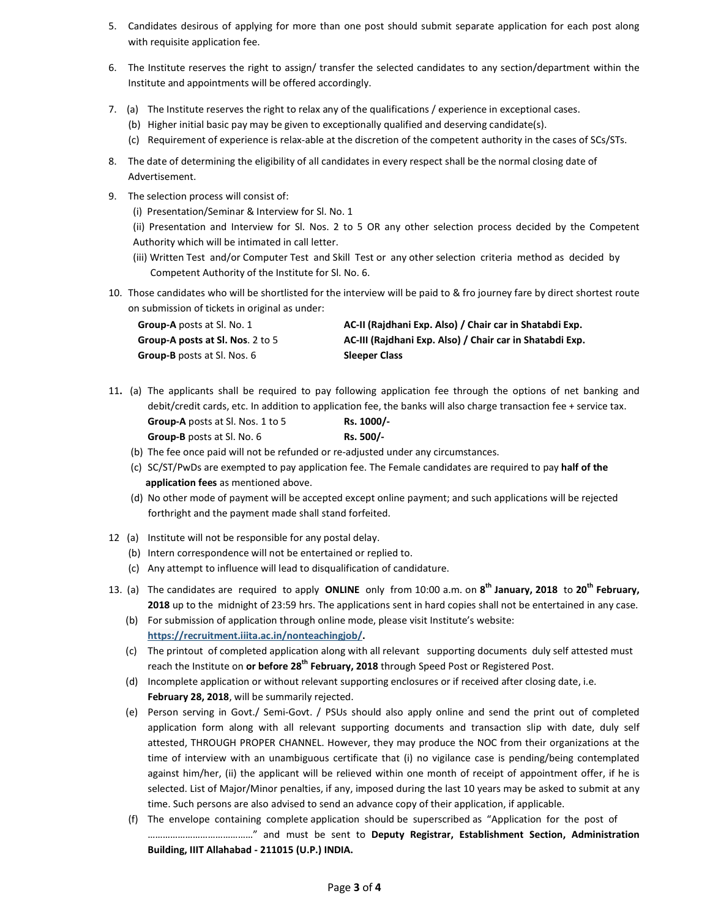5. Candidates desirous of applying for more than one post should submit separate application for each post along with requisite application fee.

6. The Institute reserves the right to assign/ transfer the selected candidates to any section/department within the Institute and appointments will be offered accordingly.

7. (a) The Institute reserves the right to relax any of the qualifications / experience in exceptional cases.
   (b) Higher initial basic pay may be given to exceptionally qualified and deserving candidate(s).
   (c) Requirement of experience is relax-able at the discretion of the competent authority in the cases of SCs/STs.

8. The date of determining the eligibility of all candidates in every respect shall be the normal closing date of Advertisement.

9. The selection process will consist of:
   (i) Presentation/Seminar & Interview for Sl. No. 1
   (ii) Presentation and Interview for Sl. Nos. 2 to 5 OR any other selection process decided by the Competent Authority which will be intimated in call letter.
   (iii) Written Test and/or Computer Test and Skill Test or any other selection criteria method as decided by Competent Authority of the Institute for Sl. No. 6.

10. Those candidates who will be shortlisted for the interview will be paid to & fro journey fare by direct shortest route on submission of tickets in original as under:

| | |
|---|---|
| **Group-A** posts at Sl. No. 1 | **AC-II (Rajdhani Exp. Also) / Chair car in Shatabdi Exp.** |
| **Group-A posts at Sl. Nos**. 2 to 5 | **AC-III (Rajdhani Exp. Also) / Chair car in Shatabdi Exp.** |
| **Group-B** posts at Sl. Nos. 6 | **Sleeper Class** |

11. (a) The applicants shall be required to pay following application fee through the options of net banking and debit/credit cards, etc. In addition to application fee, the banks will also charge transaction fee + service tax.

| | |
|---|---|
| **Group-A** posts at Sl. Nos. 1 to 5 | **Rs. 1000/-** |
| **Group-B** posts at Sl. No. 6 | **Rs. 500/-** |

   (b) The fee once paid will not be refunded or re-adjusted under any circumstances.
   (c) SC/ST/PwDs are exempted to pay application fee. The Female candidates are required to pay **half of the application fees** as mentioned above.
   (d) No other mode of payment will be accepted except online payment; and such applications will be rejected forthright and the payment made shall stand forfeited.

12 (a) Institute will not be responsible for any postal delay.
   (b) Intern correspondence will not be entertained or replied to.
   (c) Any attempt to influence will lead to disqualification of candidature.

13. (a) The candidates are required to apply **ONLINE** only from 10:00 a.m. on **8th January, 2018** to **20th February, 2018** up to the midnight of 23:59 hrs. The applications sent in hard copies shall not be entertained in any case.
   (b) For submission of application through online mode, please visit Institute's website: **https://recruitment.iiita.ac.in/nonteachingjob/.**
   (c) The printout of completed application along with all relevant supporting documents duly self attested must reach the Institute on **or before 28th February, 2018** through Speed Post or Registered Post.
   (d) Incomplete application or without relevant supporting enclosures or if received after closing date, i.e. **February 28, 2018**, will be summarily rejected.
   (e) Person serving in Govt./ Semi-Govt. / PSUs should also apply online and send the print out of completed application form along with all relevant supporting documents and transaction slip with date, duly self attested, THROUGH PROPER CHANNEL. However, they may produce the NOC from their organizations at the time of interview with an unambiguous certificate that (i) no vigilance case is pending/being contemplated against him/her, (ii) the applicant will be relieved within one month of receipt of appointment offer, if he is selected. List of Major/Minor penalties, if any, imposed during the last 10 years may be asked to submit at any time. Such persons are also advised to send an advance copy of their application, if applicable.
   (f) The envelope containing complete application should be superscribed as "Application for the post of ……………………………………" and must be sent to **Deputy Registrar, Establishment Section, Administration Building, IIIT Allahabad - 211015 (U.P.) INDIA.**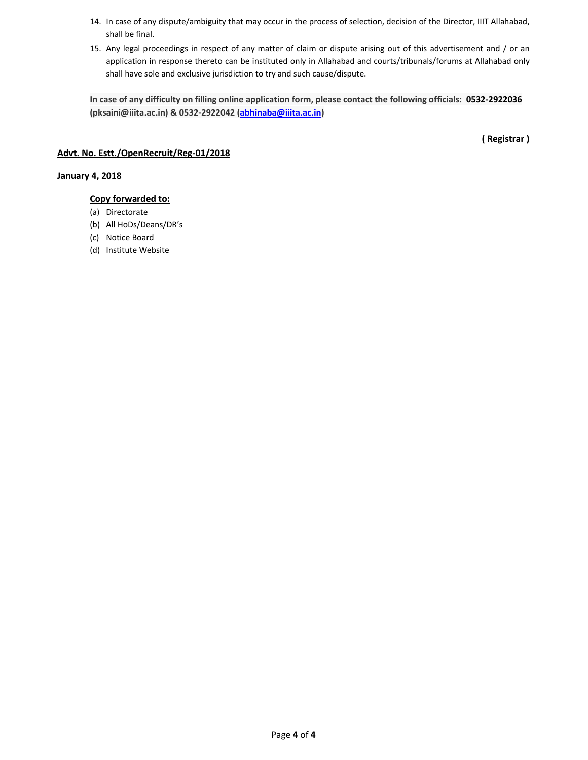14. In case of any dispute/ambiguity that may occur in the process of selection, decision of the Director, IIIT Allahabad, shall be final.
15. Any legal proceedings in respect of any matter of claim or dispute arising out of this advertisement and / or an application in response thereto can be instituted only in Allahabad and courts/tribunals/forums at Allahabad only shall have sole and exclusive jurisdiction to try and such cause/dispute.

**In case of any difficulty on filling online application form, please contact the following officials: 0532-2922036 (pksaini@iiita.ac.in) & 0532-2922042 (abhinaba@iiita.ac.in)**

**( Registrar )**

**Advt. No. Estt./OpenRecruit/Reg-01/2018**

**January 4, 2018**

**Copy forwarded to:**

(a) Directorate
(b) All HoDs/Deans/DR's
(c) Notice Board
(d) Institute Website